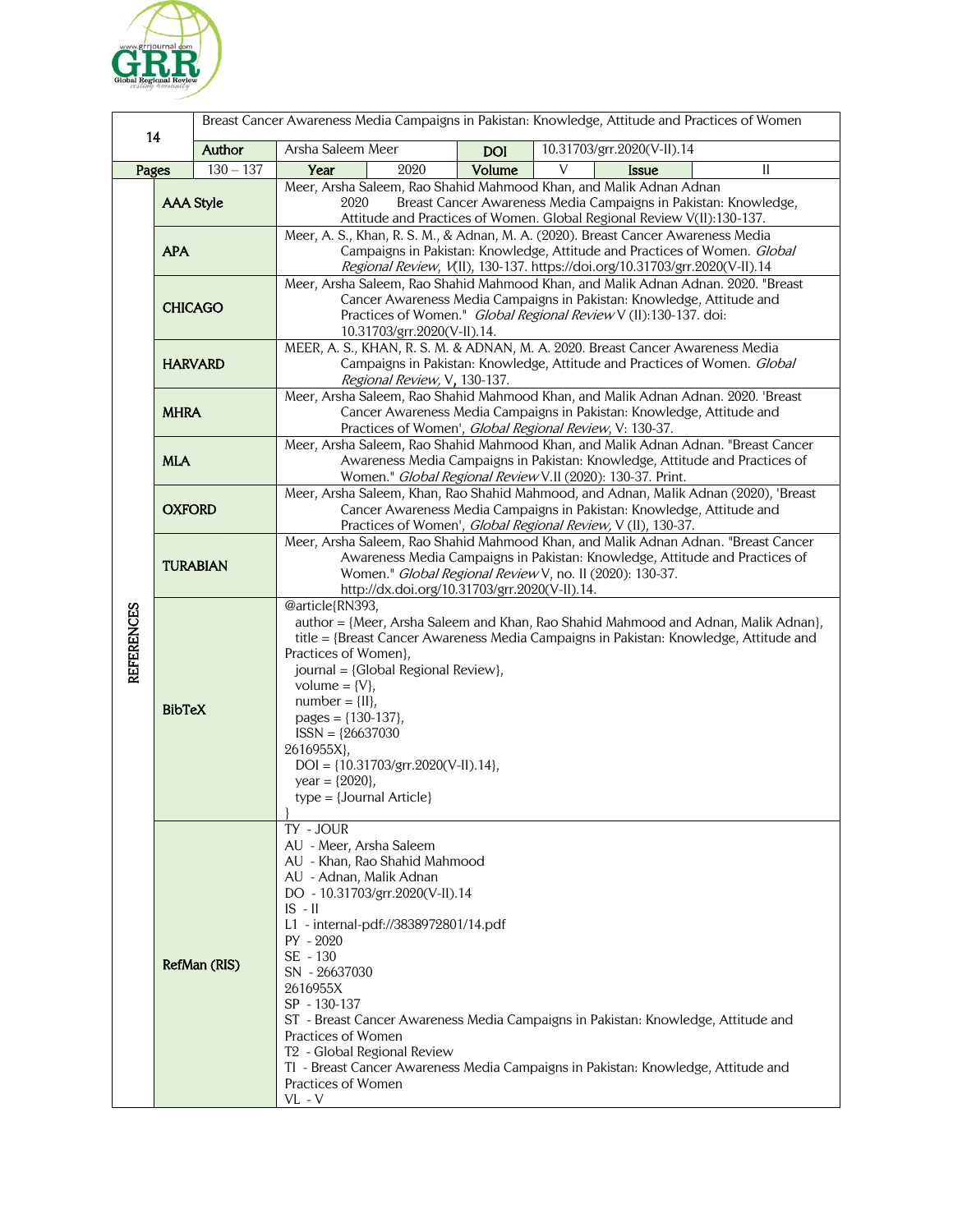| 14 | Breast Cancer Awareness Media Campaigns in Pakistan: Knowledge, Attitude and Practices of Women | | | | | | |
|---|---|---|---|---|---|---|---|
| | Author | Arsha Saleem Meer | | DOI | 10.31703/grr.2020(V-II).14 | | |
| Pages | 130 – 137 | Year | 2020 | Volume | V | Issue | II |

**REFERENCES**

| Style | Reference |
|---|---|
| AAA Style | Meer, Arsha Saleem, Rao Shahid Mahmood Khan, and Malik Adnan Adnan 2020 Breast Cancer Awareness Media Campaigns in Pakistan: Knowledge, Attitude and Practices of Women. Global Regional Review V(II):130-137. |
| APA | Meer, A. S., Khan, R. S. M., & Adnan, M. A. (2020). Breast Cancer Awareness Media Campaigns in Pakistan: Knowledge, Attitude and Practices of Women. *Global Regional Review*, *V*(II), 130-137. https://doi.org/10.31703/grr.2020(V-II).14 |
| CHICAGO | Meer, Arsha Saleem, Rao Shahid Mahmood Khan, and Malik Adnan Adnan. 2020. "Breast Cancer Awareness Media Campaigns in Pakistan: Knowledge, Attitude and Practices of Women." *Global Regional Review* V (II):130-137. doi: 10.31703/grr.2020(V-II).14. |
| HARVARD | MEER, A. S., KHAN, R. S. M. & ADNAN, M. A. 2020. Breast Cancer Awareness Media Campaigns in Pakistan: Knowledge, Attitude and Practices of Women. *Global Regional Review*, V, 130-137. |
| MHRA | Meer, Arsha Saleem, Rao Shahid Mahmood Khan, and Malik Adnan Adnan. 2020. 'Breast Cancer Awareness Media Campaigns in Pakistan: Knowledge, Attitude and Practices of Women', *Global Regional Review*, V: 130-37. |
| MLA | Meer, Arsha Saleem, Rao Shahid Mahmood Khan, and Malik Adnan Adnan. "Breast Cancer Awareness Media Campaigns in Pakistan: Knowledge, Attitude and Practices of Women." *Global Regional Review* V.II (2020): 130-37. Print. |
| OXFORD | Meer, Arsha Saleem, Khan, Rao Shahid Mahmood, and Adnan, Malik Adnan (2020), 'Breast Cancer Awareness Media Campaigns in Pakistan: Knowledge, Attitude and Practices of Women', *Global Regional Review*, V (II), 130-37. |
| TURABIAN | Meer, Arsha Saleem, Rao Shahid Mahmood Khan, and Malik Adnan Adnan. "Breast Cancer Awareness Media Campaigns in Pakistan: Knowledge, Attitude and Practices of Women." *Global Regional Review* V, no. II (2020): 130-37. http://dx.doi.org/10.31703/grr.2020(V-II).14. |

**BibTeX**

```
@article{RN393,
   author = {Meer, Arsha Saleem and Khan, Rao Shahid Mahmood and Adnan, Malik Adnan},
   title = {Breast Cancer Awareness Media Campaigns in Pakistan: Knowledge, Attitude and Practices of Women},
   journal = {Global Regional Review},
   volume = {V},
   number = {II},
   pages = {130-137},
   ISSN = {26637030
2616955X},
   DOI = {10.31703/grr.2020(V-II).14},
   year = {2020},
   type = {Journal Article}
}
```

**RefMan (RIS)**

```
TY  - JOUR
AU  - Meer, Arsha Saleem
AU  - Khan, Rao Shahid Mahmood
AU  - Adnan, Malik Adnan
DO  - 10.31703/grr.2020(V-II).14
IS  - II
L1  - internal-pdf://3838972801/14.pdf
PY  - 2020
SE  - 130
SN  - 26637030
2616955X
SP  - 130-137
ST  - Breast Cancer Awareness Media Campaigns in Pakistan: Knowledge, Attitude and Practices of Women
T2  - Global Regional Review
TI  - Breast Cancer Awareness Media Campaigns in Pakistan: Knowledge, Attitude and Practices of Women
VL  - V
```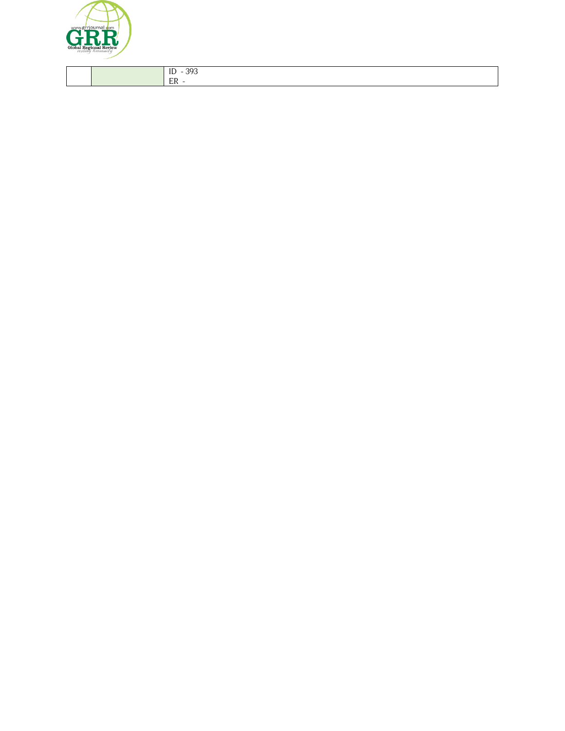| | | |
|---|---|---|
| | | ID - 393<br>ER - |